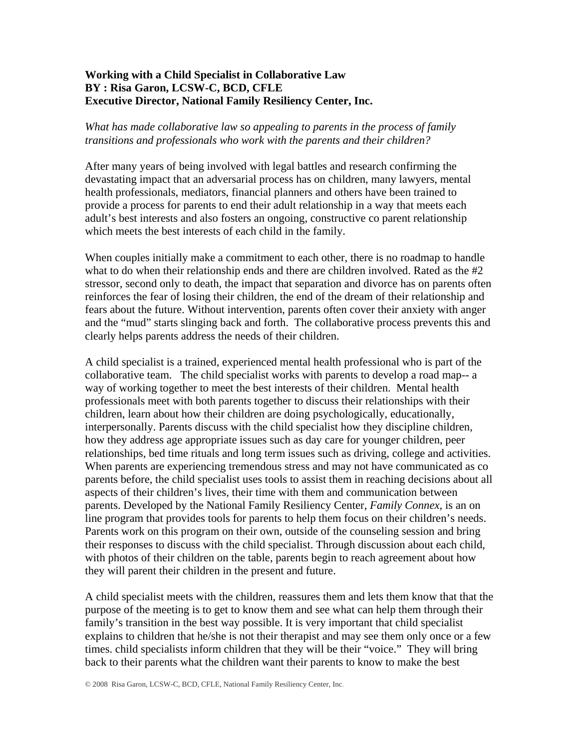**Working with a Child Specialist in Collaborative Law**
**BY : Risa Garon, LCSW-C, BCD, CFLE**
**Executive Director, National Family Resiliency Center, Inc.**

*What has made collaborative law so appealing to parents in the process of family transitions and professionals who work with the parents and their children?*

After many years of being involved with legal battles and research confirming the devastating impact that an adversarial process has on children, many lawyers, mental health professionals, mediators, financial planners and others have been trained to provide a process for parents to end their adult relationship in a way that meets each adult's best interests and also fosters an ongoing, constructive co parent relationship which meets the best interests of each child in the family.

When couples initially make a commitment to each other, there is no roadmap to handle what to do when their relationship ends and there are children involved. Rated as the #2 stressor, second only to death, the impact that separation and divorce has on parents often reinforces the fear of losing their children, the end of the dream of their relationship and fears about the future. Without intervention, parents often cover their anxiety with anger and the "mud" starts slinging back and forth. The collaborative process prevents this and clearly helps parents address the needs of their children.

A child specialist is a trained, experienced mental health professional who is part of the collaborative team. The child specialist works with parents to develop a road map-- a way of working together to meet the best interests of their children. Mental health professionals meet with both parents together to discuss their relationships with their children, learn about how their children are doing psychologically, educationally, interpersonally. Parents discuss with the child specialist how they discipline children, how they address age appropriate issues such as day care for younger children, peer relationships, bed time rituals and long term issues such as driving, college and activities. When parents are experiencing tremendous stress and may not have communicated as co parents before, the child specialist uses tools to assist them in reaching decisions about all aspects of their children's lives, their time with them and communication between parents. Developed by the National Family Resiliency Center, *Family Connex*, is an on line program that provides tools for parents to help them focus on their children's needs. Parents work on this program on their own, outside of the counseling session and bring their responses to discuss with the child specialist. Through discussion about each child, with photos of their children on the table, parents begin to reach agreement about how they will parent their children in the present and future.

A child specialist meets with the children, reassures them and lets them know that that the purpose of the meeting is to get to know them and see what can help them through their family's transition in the best way possible. It is very important that child specialist explains to children that he/she is not their therapist and may see them only once or a few times. child specialist*s* inform children that they will be their "voice." They will bring back to their parents what the children want their parents to know to make the best

© 2008 Risa Garon, LCSW-C, BCD, CFLE, National Family Resiliency Center, Inc.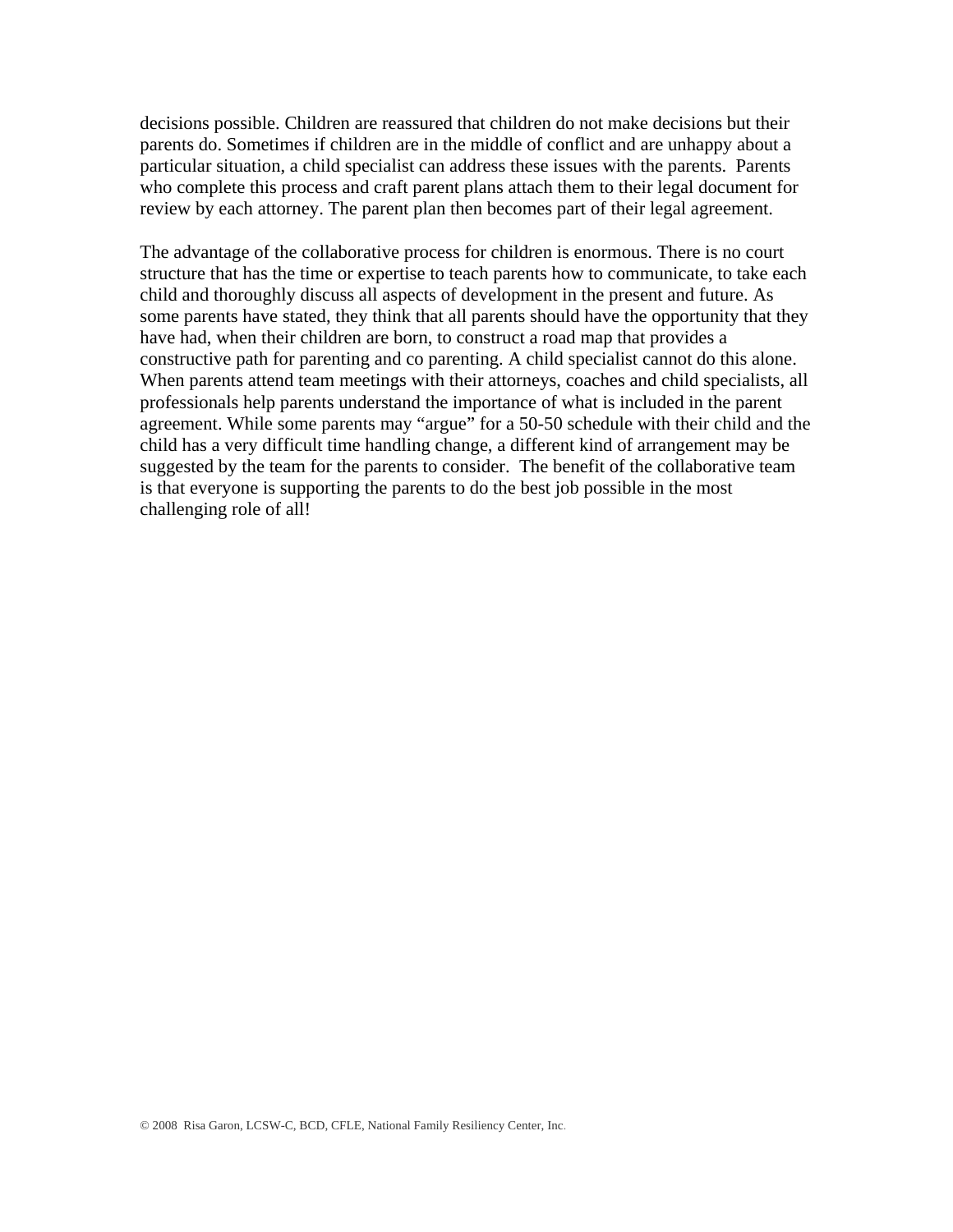decisions possible. Children are reassured that children do not make decisions but their parents do. Sometimes if children are in the middle of conflict and are unhappy about a particular situation, a child specialist can address these issues with the parents. Parents who complete this process and craft parent plans attach them to their legal document for review by each attorney. The parent plan then becomes part of their legal agreement.

The advantage of the collaborative process for children is enormous. There is no court structure that has the time or expertise to teach parents how to communicate, to take each child and thoroughly discuss all aspects of development in the present and future. As some parents have stated, they think that all parents should have the opportunity that they have had, when their children are born, to construct a road map that provides a constructive path for parenting and co parenting. A child specialist cannot do this alone. When parents attend team meetings with their attorneys, coaches and child specialists, all professionals help parents understand the importance of what is included in the parent agreement. While some parents may "argue" for a 50-50 schedule with their child and the child has a very difficult time handling change, a different kind of arrangement may be suggested by the team for the parents to consider. The benefit of the collaborative team is that everyone is supporting the parents to do the best job possible in the most challenging role of all!

© 2008 Risa Garon, LCSW-C, BCD, CFLE, National Family Resiliency Center, Inc.